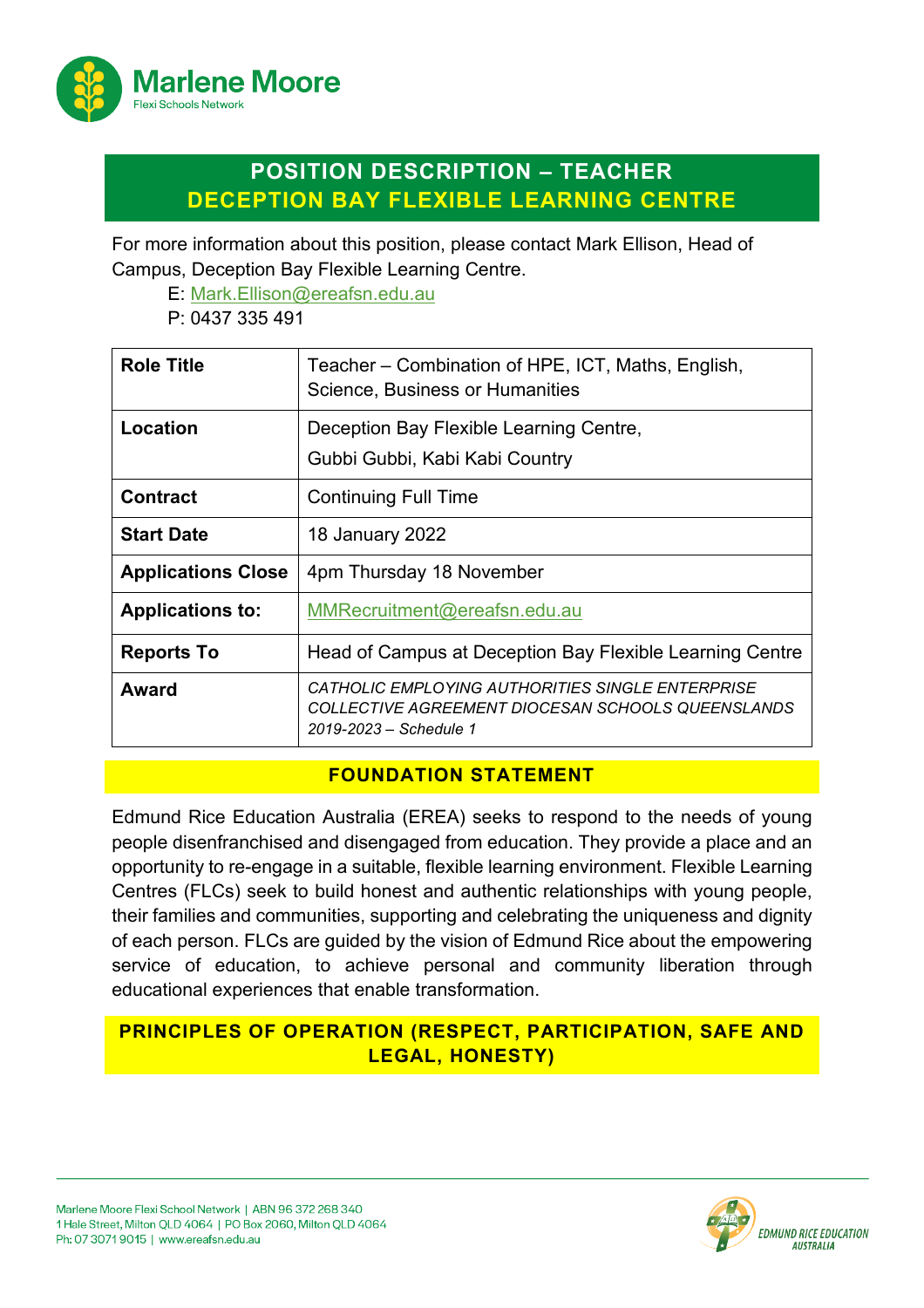Marlene Moore
Flexi Schools Network

# POSITION DESCRIPTION – TEACHER
# DECEPTION BAY FLEXIBLE LEARNING CENTRE

For more information about this position, please contact Mark Ellison, Head of Campus, Deception Bay Flexible Learning Centre.

E: Mark.Ellison@ereafsn.edu.au
P: 0437 335 491

| | |
|---|---|
| **Role Title** | Teacher – Combination of HPE, ICT, Maths, English, Science, Business or Humanities |
| **Location** | Deception Bay Flexible Learning Centre, Gubbi Gubbi, Kabi Kabi Country |
| **Contract** | Continuing Full Time |
| **Start Date** | 18 January 2022 |
| **Applications Close** | 4pm Thursday 18 November |
| **Applications to:** | MMRecruitment@ereafsn.edu.au |
| **Reports To** | Head of Campus at Deception Bay Flexible Learning Centre |
| **Award** | *CATHOLIC EMPLOYING AUTHORITIES SINGLE ENTERPRISE COLLECTIVE AGREEMENT DIOCESAN SCHOOLS QUEENSLANDS 2019-2023 – Schedule 1* |

## FOUNDATION STATEMENT

Edmund Rice Education Australia (EREA) seeks to respond to the needs of young people disenfranchised and disengaged from education. They provide a place and an opportunity to re-engage in a suitable, flexible learning environment. Flexible Learning Centres (FLCs) seek to build honest and authentic relationships with young people, their families and communities, supporting and celebrating the uniqueness and dignity of each person. FLCs are guided by the vision of Edmund Rice about the empowering service of education, to achieve personal and community liberation through educational experiences that enable transformation.

## PRINCIPLES OF OPERATION (RESPECT, PARTICIPATION, SAFE AND LEGAL, HONESTY)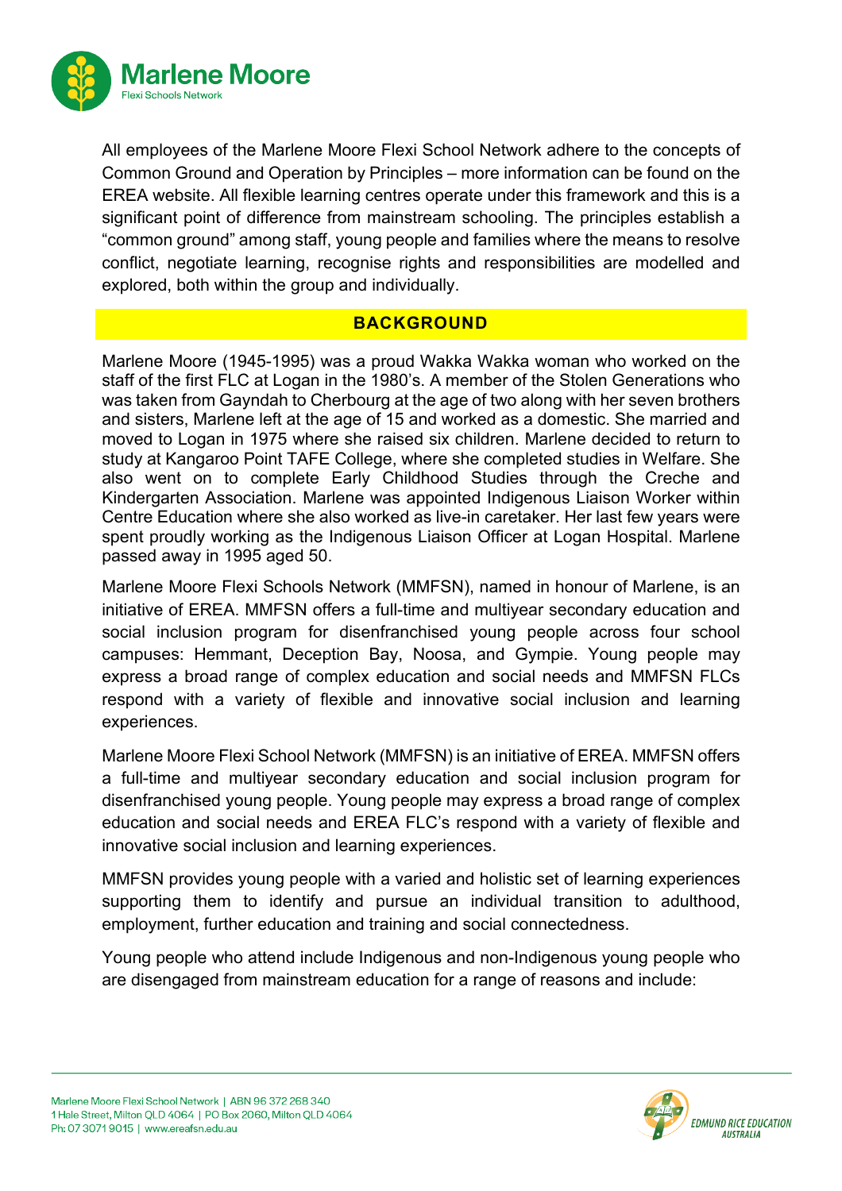All employees of the Marlene Moore Flexi School Network adhere to the concepts of Common Ground and Operation by Principles – more information can be found on the EREA website. All flexible learning centres operate under this framework and this is a significant point of difference from mainstream schooling. The principles establish a "common ground" among staff, young people and families where the means to resolve conflict, negotiate learning, recognise rights and responsibilities are modelled and explored, both within the group and individually.

## BACKGROUND

Marlene Moore (1945-1995) was a proud Wakka Wakka woman who worked on the staff of the first FLC at Logan in the 1980's. A member of the Stolen Generations who was taken from Gayndah to Cherbourg at the age of two along with her seven brothers and sisters, Marlene left at the age of 15 and worked as a domestic. She married and moved to Logan in 1975 where she raised six children. Marlene decided to return to study at Kangaroo Point TAFE College, where she completed studies in Welfare. She also went on to complete Early Childhood Studies through the Creche and Kindergarten Association. Marlene was appointed Indigenous Liaison Worker within Centre Education where she also worked as live-in caretaker. Her last few years were spent proudly working as the Indigenous Liaison Officer at Logan Hospital. Marlene passed away in 1995 aged 50.

Marlene Moore Flexi Schools Network (MMFSN), named in honour of Marlene, is an initiative of EREA. MMFSN offers a full-time and multiyear secondary education and social inclusion program for disenfranchised young people across four school campuses: Hemmant, Deception Bay, Noosa, and Gympie. Young people may express a broad range of complex education and social needs and MMFSN FLCs respond with a variety of flexible and innovative social inclusion and learning experiences.

Marlene Moore Flexi School Network (MMFSN) is an initiative of EREA. MMFSN offers a full-time and multiyear secondary education and social inclusion program for disenfranchised young people. Young people may express a broad range of complex education and social needs and EREA FLC's respond with a variety of flexible and innovative social inclusion and learning experiences.

MMFSN provides young people with a varied and holistic set of learning experiences supporting them to identify and pursue an individual transition to adulthood, employment, further education and training and social connectedness.

Young people who attend include Indigenous and non-Indigenous young people who are disengaged from mainstream education for a range of reasons and include: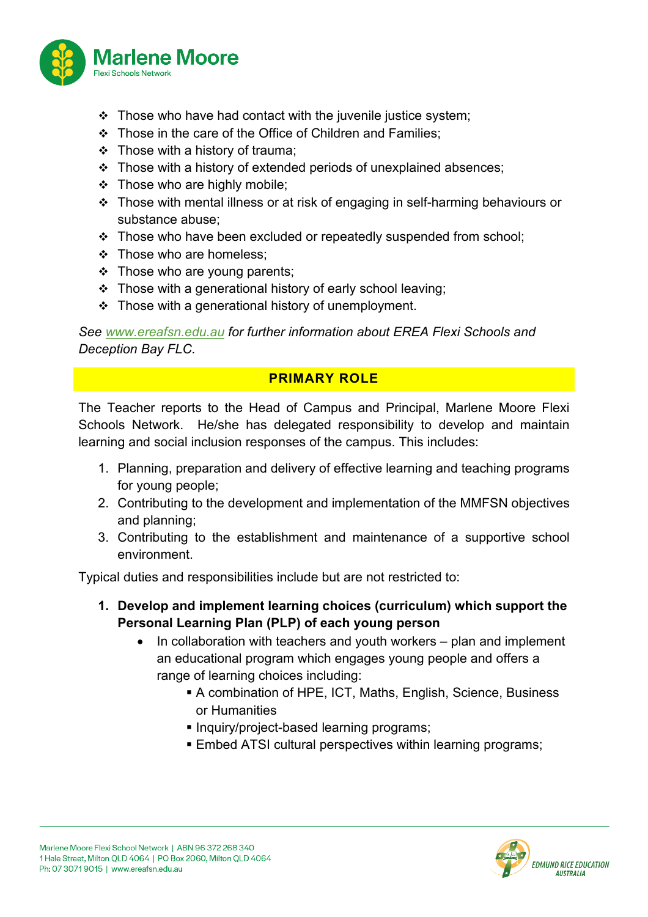- Those who have had contact with the juvenile justice system;
- Those in the care of the Office of Children and Families;
- Those with a history of trauma;
- Those with a history of extended periods of unexplained absences;
- Those who are highly mobile;
- Those with mental illness or at risk of engaging in self-harming behaviours or substance abuse;
- Those who have been excluded or repeatedly suspended from school;
- Those who are homeless;
- Those who are young parents;
- Those with a generational history of early school leaving;
- Those with a generational history of unemployment.

*See [www.ereafsn.edu.au](http://www.ereafsn.edu.au) for further information about EREA Flexi Schools and Deception Bay FLC.*

## PRIMARY ROLE

The Teacher reports to the Head of Campus and Principal, Marlene Moore Flexi Schools Network. He/she has delegated responsibility to develop and maintain learning and social inclusion responses of the campus. This includes:

1. Planning, preparation and delivery of effective learning and teaching programs for young people;
2. Contributing to the development and implementation of the MMFSN objectives and planning;
3. Contributing to the establishment and maintenance of a supportive school environment.

Typical duties and responsibilities include but are not restricted to:

1. **Develop and implement learning choices (curriculum) which support the Personal Learning Plan (PLP) of each young person**
   - In collaboration with teachers and youth workers – plan and implement an educational program which engages young people and offers a range of learning choices including:
     - A combination of HPE, ICT, Maths, English, Science, Business or Humanities
     - Inquiry/project-based learning programs;
     - Embed ATSI cultural perspectives within learning programs;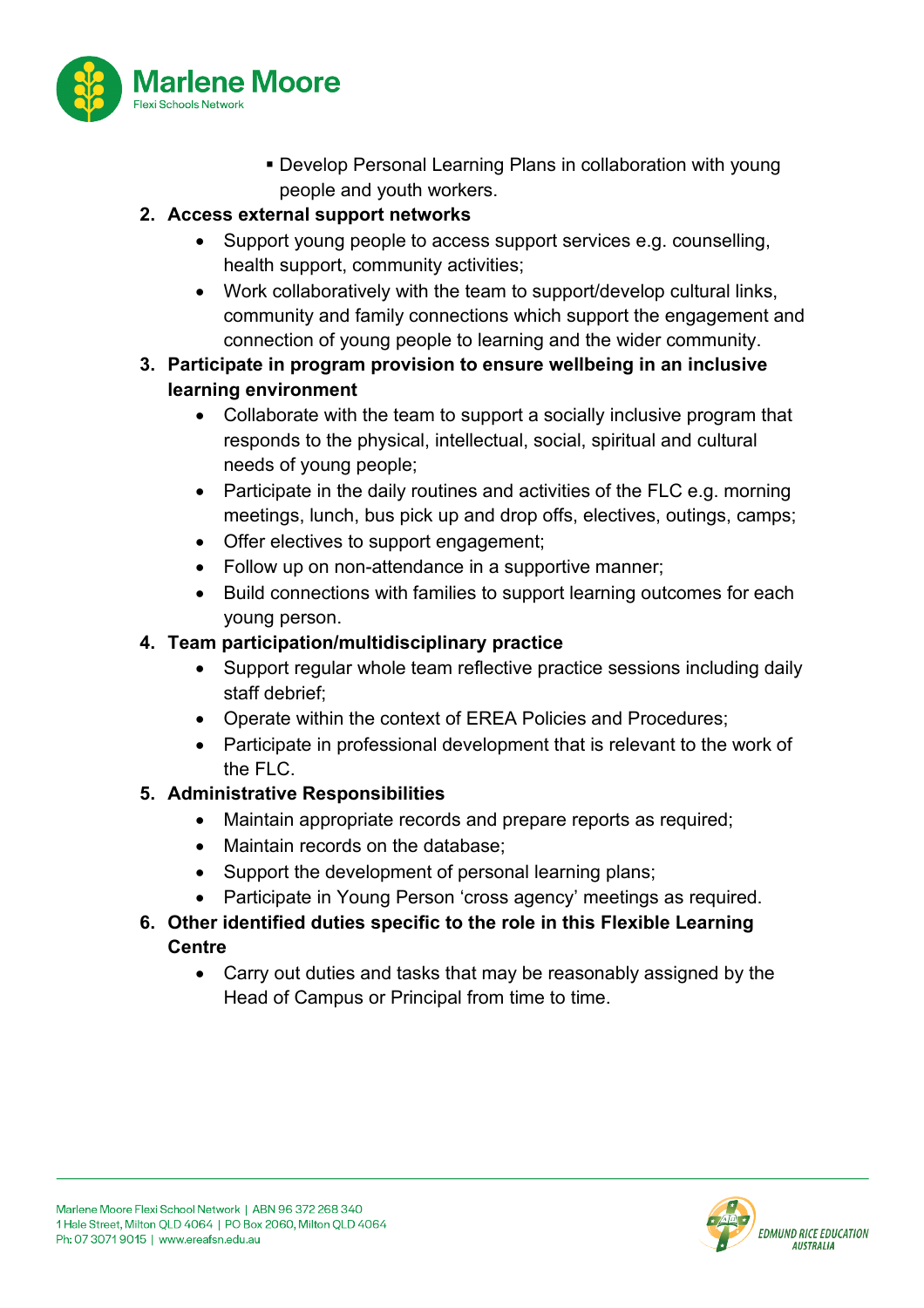- Develop Personal Learning Plans in collaboration with young people and youth workers.

2. **Access external support networks**
    - Support young people to access support services e.g. counselling, health support, community activities;
    - Work collaboratively with the team to support/develop cultural links, community and family connections which support the engagement and connection of young people to learning and the wider community.
3. **Participate in program provision to ensure wellbeing in an inclusive learning environment**
    - Collaborate with the team to support a socially inclusive program that responds to the physical, intellectual, social, spiritual and cultural needs of young people;
    - Participate in the daily routines and activities of the FLC e.g. morning meetings, lunch, bus pick up and drop offs, electives, outings, camps;
    - Offer electives to support engagement;
    - Follow up on non-attendance in a supportive manner;
    - Build connections with families to support learning outcomes for each young person.
4. **Team participation/multidisciplinary practice**
    - Support regular whole team reflective practice sessions including daily staff debrief;
    - Operate within the context of EREA Policies and Procedures;
    - Participate in professional development that is relevant to the work of the FLC.
5. **Administrative Responsibilities**
    - Maintain appropriate records and prepare reports as required;
    - Maintain records on the database;
    - Support the development of personal learning plans;
    - Participate in Young Person 'cross agency' meetings as required.
6. **Other identified duties specific to the role in this Flexible Learning Centre**
    - Carry out duties and tasks that may be reasonably assigned by the Head of Campus or Principal from time to time.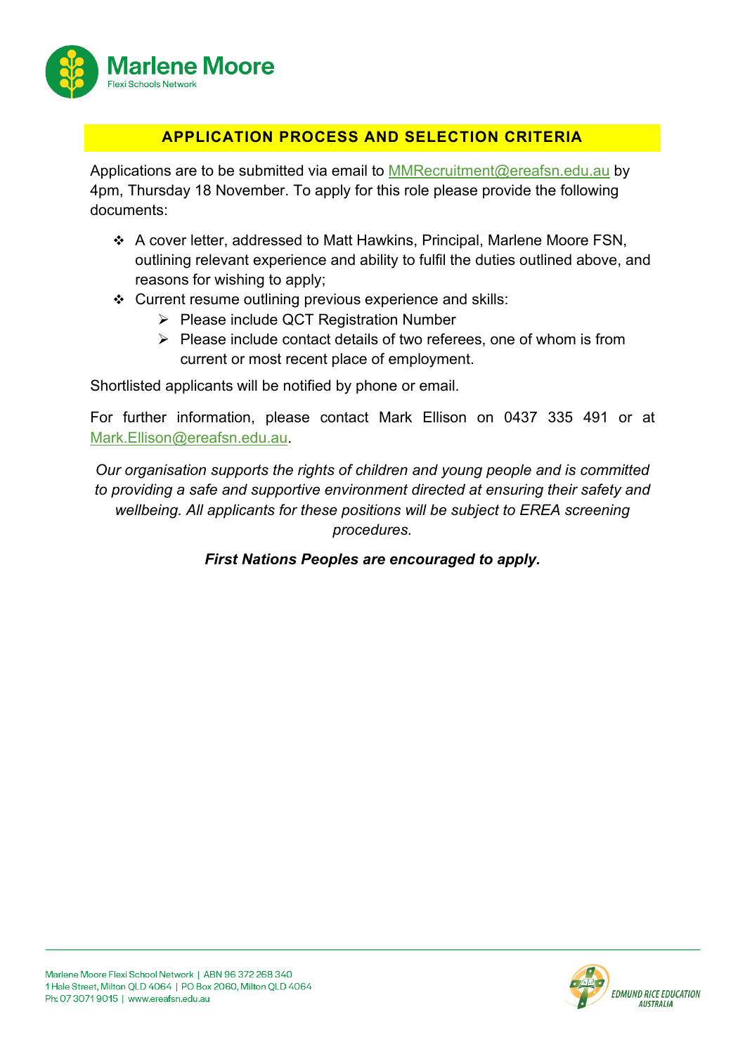## APPLICATION PROCESS AND SELECTION CRITERIA

Applications are to be submitted via email to MMRecruitment@ereafsn.edu.au by 4pm, Thursday 18 November. To apply for this role please provide the following documents:

- A cover letter, addressed to Matt Hawkins, Principal, Marlene Moore FSN, outlining relevant experience and ability to fulfil the duties outlined above, and reasons for wishing to apply;
- Current resume outlining previous experience and skills:
    - Please include QCT Registration Number
    - Please include contact details of two referees, one of whom is from current or most recent place of employment.

Shortlisted applicants will be notified by phone or email.

For further information, please contact Mark Ellison on 0437 335 491 or at Mark.Ellison@ereafsn.edu.au.

*Our organisation supports the rights of children and young people and is committed to providing a safe and supportive environment directed at ensuring their safety and wellbeing. All applicants for these positions will be subject to EREA screening procedures.*

***First Nations Peoples are encouraged to apply.***